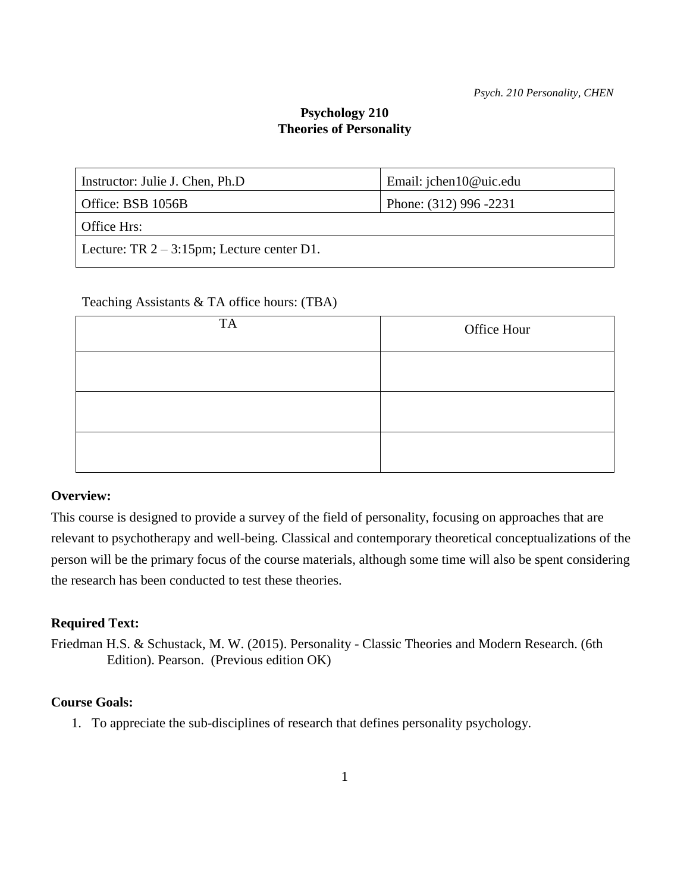# Psychology 210
## Theories of Personality

| Instructor: Julie J. Chen, Ph.D | Email: jchen10@uic.edu |
|---|---|
| Office: BSB 1056B | Phone: (312) 996 -2231 |
| Office Hrs: | |
| Lecture: TR 2 – 3:15pm; Lecture center D1. | |

Teaching Assistants & TA office hours: (TBA)

| TA | Office Hour |
|---|---|
| | |
| | |
| | |

**Overview:**

This course is designed to provide a survey of the field of personality, focusing on approaches that are relevant to psychotherapy and well-being. Classical and contemporary theoretical conceptualizations of the person will be the primary focus of the course materials, although some time will also be spent considering the research has been conducted to test these theories.

**Required Text:**

Friedman H.S. & Schustack, M. W. (2015). Personality - Classic Theories and Modern Research. (6th Edition). Pearson. (Previous edition OK)

**Course Goals:**

1. To appreciate the sub-disciplines of research that defines personality psychology.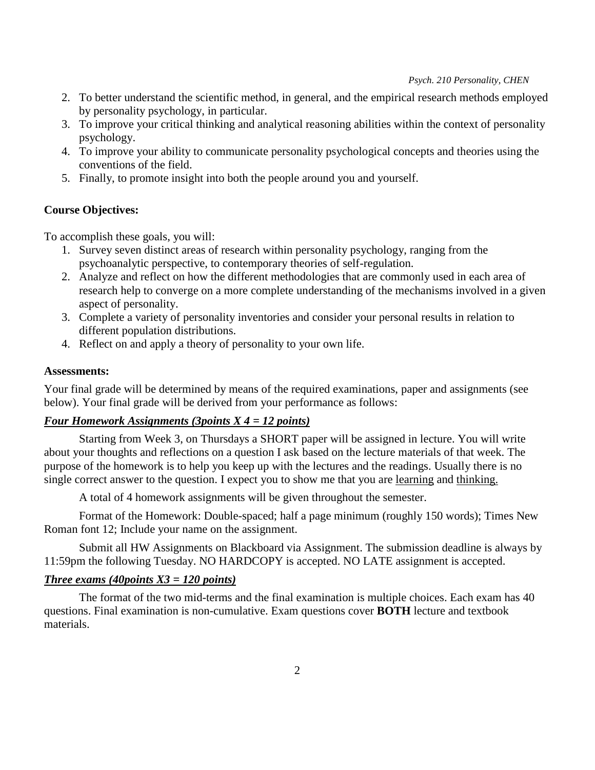2. To better understand the scientific method, in general, and the empirical research methods employed by personality psychology, in particular.
3. To improve your critical thinking and analytical reasoning abilities within the context of personality psychology.
4. To improve your ability to communicate personality psychological concepts and theories using the conventions of the field.
5. Finally, to promote insight into both the people around you and yourself.

**Course Objectives:**

To accomplish these goals, you will:

1. Survey seven distinct areas of research within personality psychology, ranging from the psychoanalytic perspective, to contemporary theories of self-regulation.
2. Analyze and reflect on how the different methodologies that are commonly used in each area of research help to converge on a more complete understanding of the mechanisms involved in a given aspect of personality.
3. Complete a variety of personality inventories and consider your personal results in relation to different population distributions.
4. Reflect on and apply a theory of personality to your own life.

**Assessments:**

Your final grade will be determined by means of the required examinations, paper and assignments (see below). Your final grade will be derived from your performance as follows:

***Four Homework Assignments (3points X 4 = 12 points)***

Starting from Week 3, on Thursdays a SHORT paper will be assigned in lecture. You will write about your thoughts and reflections on a question I ask based on the lecture materials of that week. The purpose of the homework is to help you keep up with the lectures and the readings. Usually there is no single correct answer to the question. I expect you to show me that you are learning and thinking.

A total of 4 homework assignments will be given throughout the semester.

Format of the Homework: Double-spaced; half a page minimum (roughly 150 words); Times New Roman font 12; Include your name on the assignment.

Submit all HW Assignments on Blackboard via Assignment. The submission deadline is always by 11:59pm the following Tuesday. NO HARDCOPY is accepted. NO LATE assignment is accepted.

***Three exams (40points X3 = 120 points)***

The format of the two mid-terms and the final examination is multiple choices. Each exam has 40 questions. Final examination is non-cumulative. Exam questions cover **BOTH** lecture and textbook materials.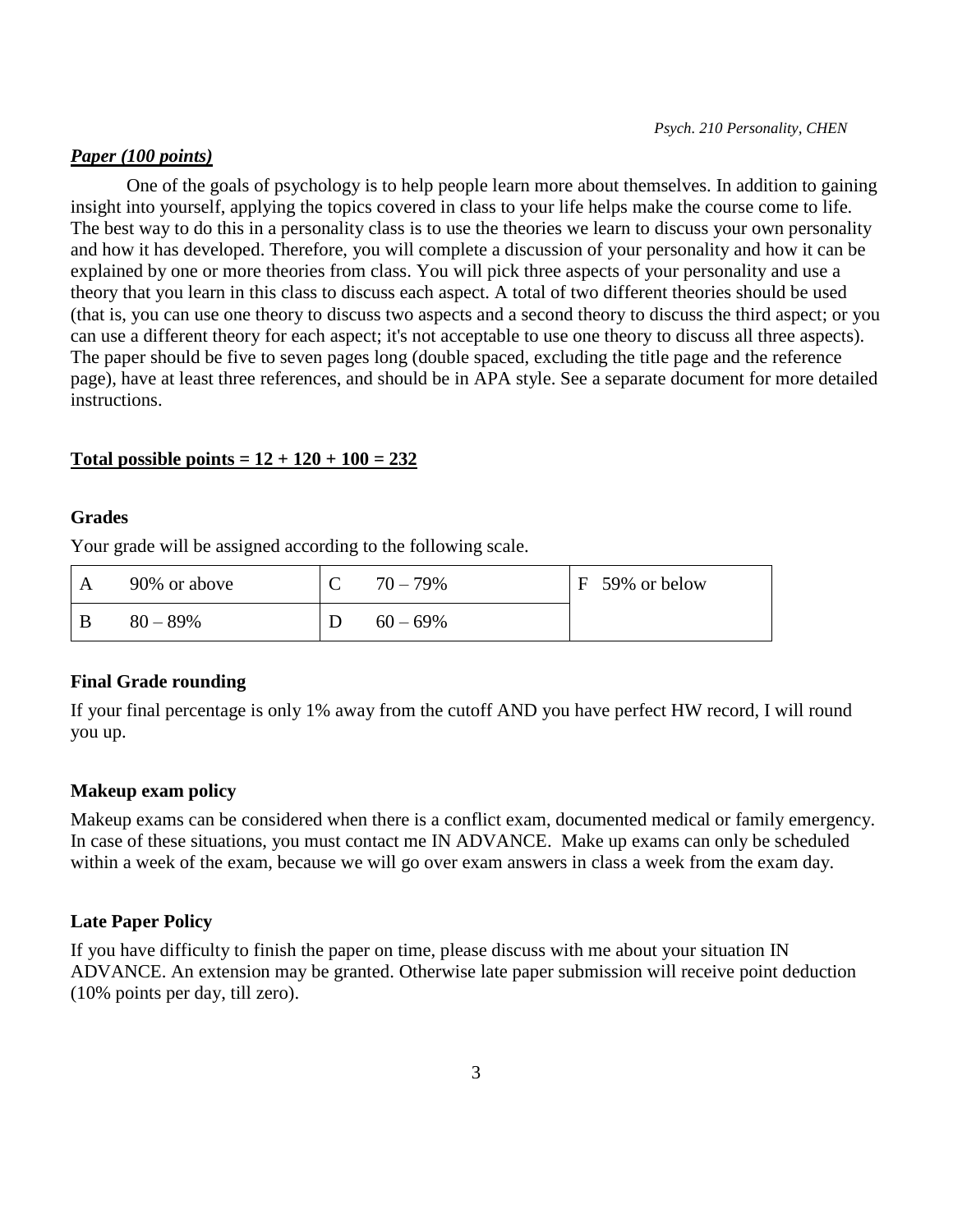***Paper (100 points)***

One of the goals of psychology is to help people learn more about themselves. In addition to gaining insight into yourself, applying the topics covered in class to your life helps make the course come to life. The best way to do this in a personality class is to use the theories we learn to discuss your own personality and how it has developed. Therefore, you will complete a discussion of your personality and how it can be explained by one or more theories from class. You will pick three aspects of your personality and use a theory that you learn in this class to discuss each aspect. A total of two different theories should be used (that is, you can use one theory to discuss two aspects and a second theory to discuss the third aspect; or you can use a different theory for each aspect; it's not acceptable to use one theory to discuss all three aspects). The paper should be five to seven pages long (double spaced, excluding the title page and the reference page), have at least three references, and should be in APA style. See a separate document for more detailed instructions.

**Total possible points = 12 + 120 + 100 = 232**

**Grades**

Your grade will be assigned according to the following scale.

| | | | | |
|---|---|---|---|---|
| A | 90% or above | C | 70 – 79% | F 59% or below |
| B | 80 – 89% | D | 60 – 69% | |

**Final Grade rounding**

If your final percentage is only 1% away from the cutoff AND you have perfect HW record, I will round you up.

**Makeup exam policy**

Makeup exams can be considered when there is a conflict exam, documented medical or family emergency. In case of these situations, you must contact me IN ADVANCE. Make up exams can only be scheduled within a week of the exam, because we will go over exam answers in class a week from the exam day.

**Late Paper Policy**

If you have difficulty to finish the paper on time, please discuss with me about your situation IN ADVANCE. An extension may be granted. Otherwise late paper submission will receive point deduction (10% points per day, till zero).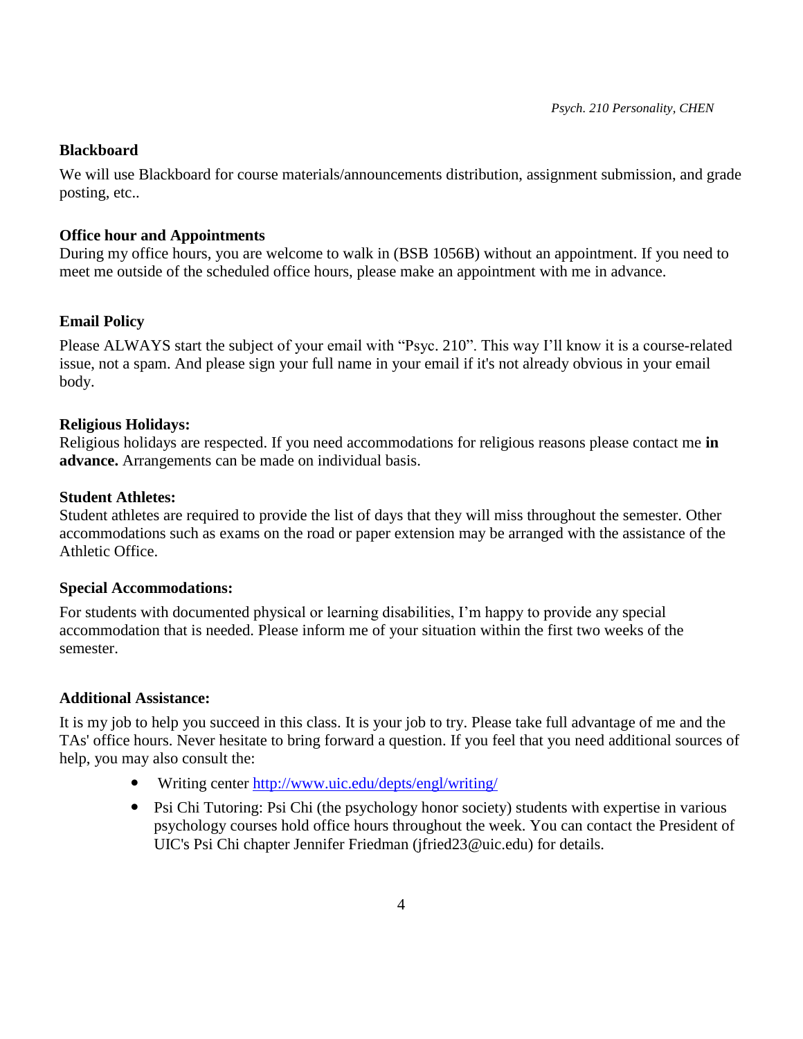### Blackboard

We will use Blackboard for course materials/announcements distribution, assignment submission, and grade posting, etc..

### Office hour and Appointments

During my office hours, you are welcome to walk in (BSB 1056B) without an appointment. If you need to meet me outside of the scheduled office hours, please make an appointment with me in advance.

### Email Policy

Please ALWAYS start the subject of your email with "Psyc. 210". This way I'll know it is a course-related issue, not a spam. And please sign your full name in your email if it's not already obvious in your email body.

### Religious Holidays:

Religious holidays are respected. If you need accommodations for religious reasons please contact me **in advance.** Arrangements can be made on individual basis.

### Student Athletes:

Student athletes are required to provide the list of days that they will miss throughout the semester. Other accommodations such as exams on the road or paper extension may be arranged with the assistance of the Athletic Office.

### Special Accommodations:

For students with documented physical or learning disabilities, I'm happy to provide any special accommodation that is needed. Please inform me of your situation within the first two weeks of the semester.

### Additional Assistance:

It is my job to help you succeed in this class. It is your job to try. Please take full advantage of me and the TAs' office hours. Never hesitate to bring forward a question. If you feel that you need additional sources of help, you may also consult the:

- Writing center [http://www.uic.edu/depts/engl/writing/](http://www.uic.edu/depts/engl/writing/)
- Psi Chi Tutoring: Psi Chi (the psychology honor society) students with expertise in various psychology courses hold office hours throughout the week. You can contact the President of UIC's Psi Chi chapter Jennifer Friedman (jfried23@uic.edu) for details.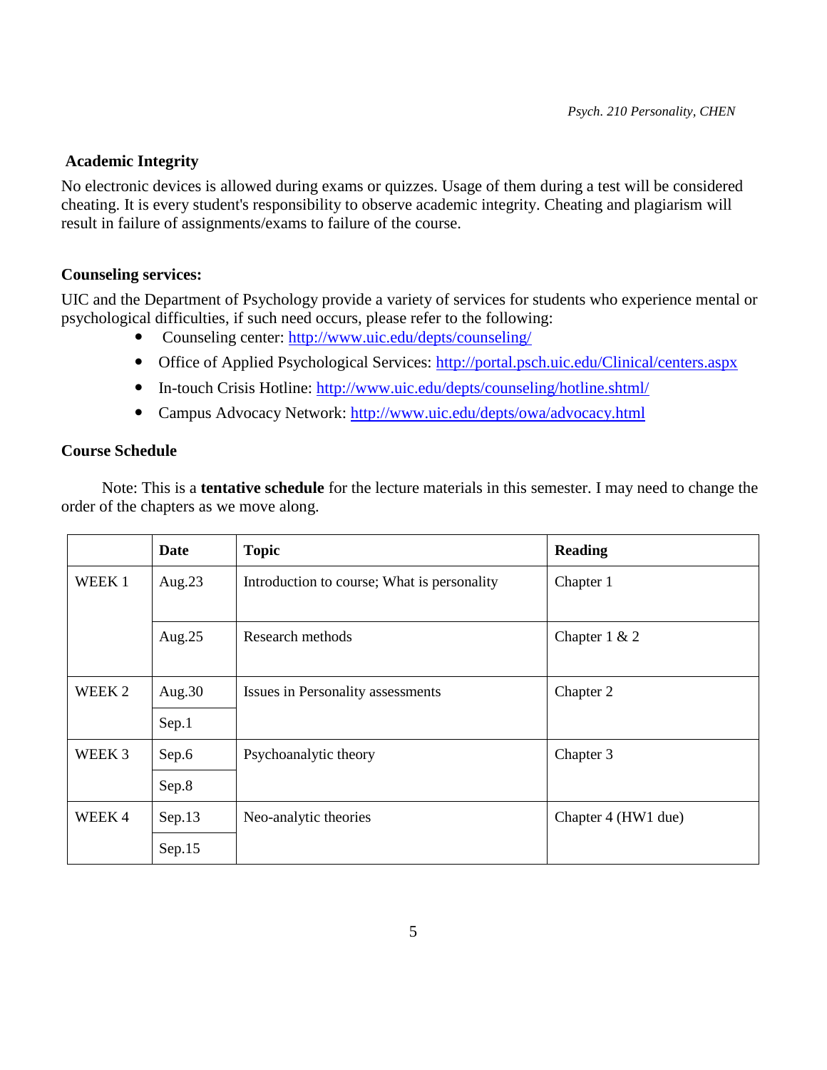## Academic Integrity

No electronic devices is allowed during exams or quizzes. Usage of them during a test will be considered cheating. It is every student's responsibility to observe academic integrity. Cheating and plagiarism will result in failure of assignments/exams to failure of the course.

### Counseling services:

UIC and the Department of Psychology provide a variety of services for students who experience mental or psychological difficulties, if such need occurs, please refer to the following:

- Counseling center: http://www.uic.edu/depts/counseling/
- Office of Applied Psychological Services: http://portal.psch.uic.edu/Clinical/centers.aspx
- In-touch Crisis Hotline: http://www.uic.edu/depts/counseling/hotline.shtml/
- Campus Advocacy Network: http://www.uic.edu/depts/owa/advocacy.html

### Course Schedule

Note: This is a **tentative schedule** for the lecture materials in this semester. I may need to change the order of the chapters as we move along.

| | Date | Topic | Reading |
|---|---|---|---|
| WEEK 1 | Aug.23 | Introduction to course; What is personality | Chapter 1 |
| | Aug.25 | Research methods | Chapter 1 & 2 |
| WEEK 2 | Aug.30 | Issues in Personality assessments | Chapter 2 |
| | Sep.1 | | |
| WEEK 3 | Sep.6 | Psychoanalytic theory | Chapter 3 |
| | Sep.8 | | |
| WEEK 4 | Sep.13 | Neo-analytic theories | Chapter 4 (HW1 due) |
| | Sep.15 | | |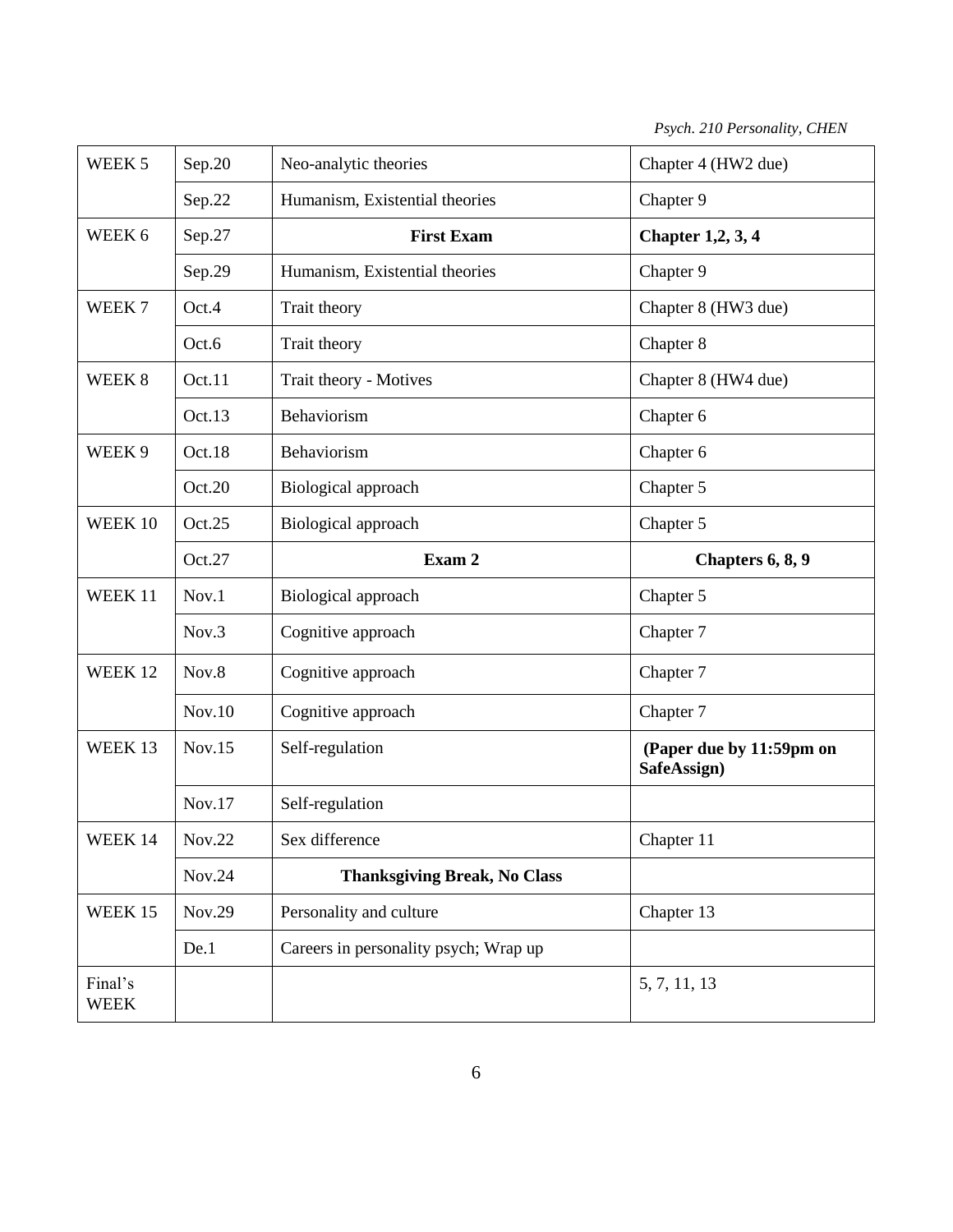| WEEK 5 | Sep.20 | Neo-analytic theories | Chapter 4 (HW2 due) |
|---|---|---|---|
| | Sep.22 | Humanism, Existential theories | Chapter 9 |
| WEEK 6 | Sep.27 | **First Exam** | **Chapter 1,2, 3, 4** |
| | Sep.29 | Humanism, Existential theories | Chapter 9 |
| WEEK 7 | Oct.4 | Trait theory | Chapter 8 (HW3 due) |
| | Oct.6 | Trait theory | Chapter 8 |
| WEEK 8 | Oct.11 | Trait theory - Motives | Chapter 8 (HW4 due) |
| | Oct.13 | Behaviorism | Chapter 6 |
| WEEK 9 | Oct.18 | Behaviorism | Chapter 6 |
| | Oct.20 | Biological approach | Chapter 5 |
| WEEK 10 | Oct.25 | Biological approach | Chapter 5 |
| | Oct.27 | **Exam 2** | **Chapters 6, 8, 9** |
| WEEK 11 | Nov.1 | Biological approach | Chapter 5 |
| | Nov.3 | Cognitive approach | Chapter 7 |
| WEEK 12 | Nov.8 | Cognitive approach | Chapter 7 |
| | Nov.10 | Cognitive approach | Chapter 7 |
| WEEK 13 | Nov.15 | Self-regulation | **(Paper due by 11:59pm on SafeAssign)** |
| | Nov.17 | Self-regulation | |
| WEEK 14 | Nov.22 | Sex difference | Chapter 11 |
| | Nov.24 | **Thanksgiving Break, No Class** | |
| WEEK 15 | Nov.29 | Personality and culture | Chapter 13 |
| | De.1 | Careers in personality psych; Wrap up | |
| Final's WEEK | | | 5, 7, 11, 13 |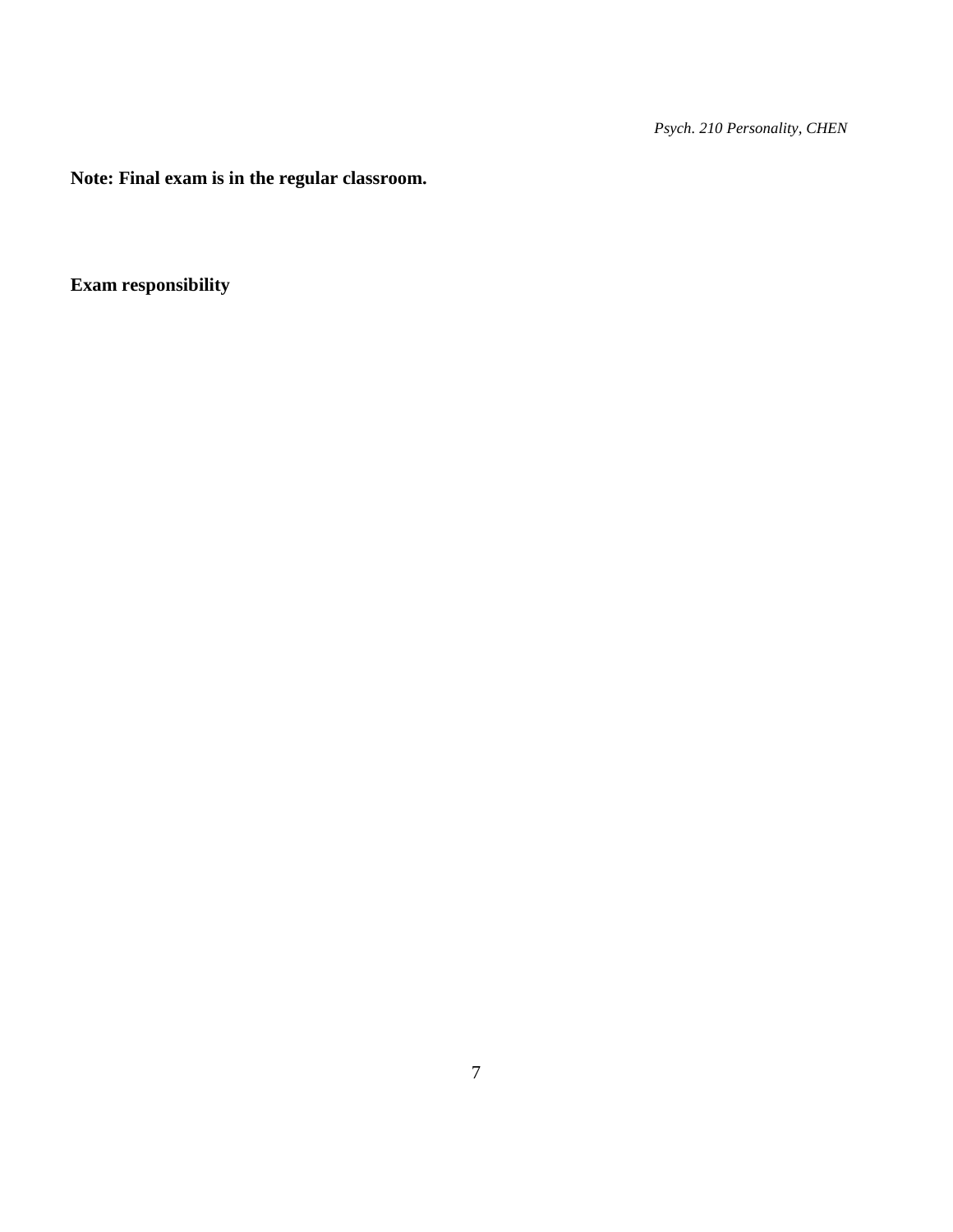**Note: Final exam is in the regular classroom.**

**Exam responsibility**